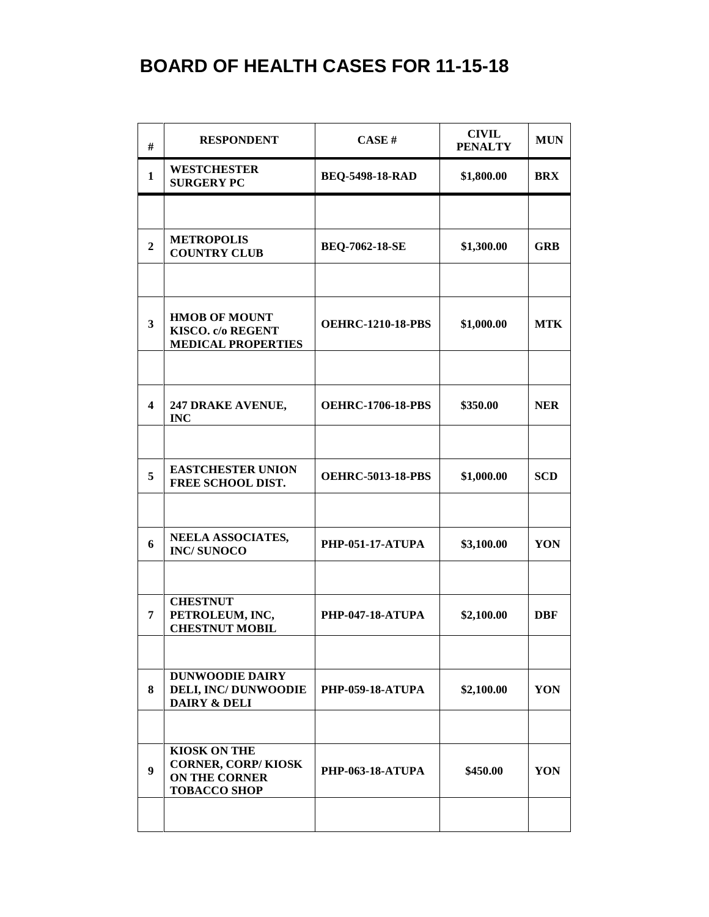# BOARD OF HEALTH CASES FOR 11-15-18

| # | RESPONDENT | CASE # | CIVIL PENALTY | MUN |
|---|---|---|---|---|
| 1 | WESTCHESTER SURGERY PC | BEQ-5498-18-RAD | $1,800.00 | BRX |
| | | | | |
| 2 | METROPOLIS COUNTRY CLUB | BEQ-7062-18-SE | $1,300.00 | GRB |
| | | | | |
| 3 | HMOB OF MOUNT KISCO. c/o REGENT MEDICAL PROPERTIES | OEHRC-1210-18-PBS | $1,000.00 | MTK |
| | | | | |
| 4 | 247 DRAKE AVENUE, INC | OEHRC-1706-18-PBS | $350.00 | NER |
| | | | | |
| 5 | EASTCHESTER UNION FREE SCHOOL DIST. | OEHRC-5013-18-PBS | $1,000.00 | SCD |
| | | | | |
| 6 | NEELA ASSOCIATES, INC/ SUNOCO | PHP-051-17-ATUPA | $3,100.00 | YON |
| | | | | |
| 7 | CHESTNUT PETROLEUM, INC, CHESTNUT MOBIL | PHP-047-18-ATUPA | $2,100.00 | DBF |
| | | | | |
| 8 | DUNWOODIE DAIRY DELI, INC/ DUNWOODIE DAIRY & DELI | PHP-059-18-ATUPA | $2,100.00 | YON |
| | | | | |
| 9 | KIOSK ON THE CORNER, CORP/ KIOSK ON THE CORNER TOBACCO SHOP | PHP-063-18-ATUPA | $450.00 | YON |
| | | | | |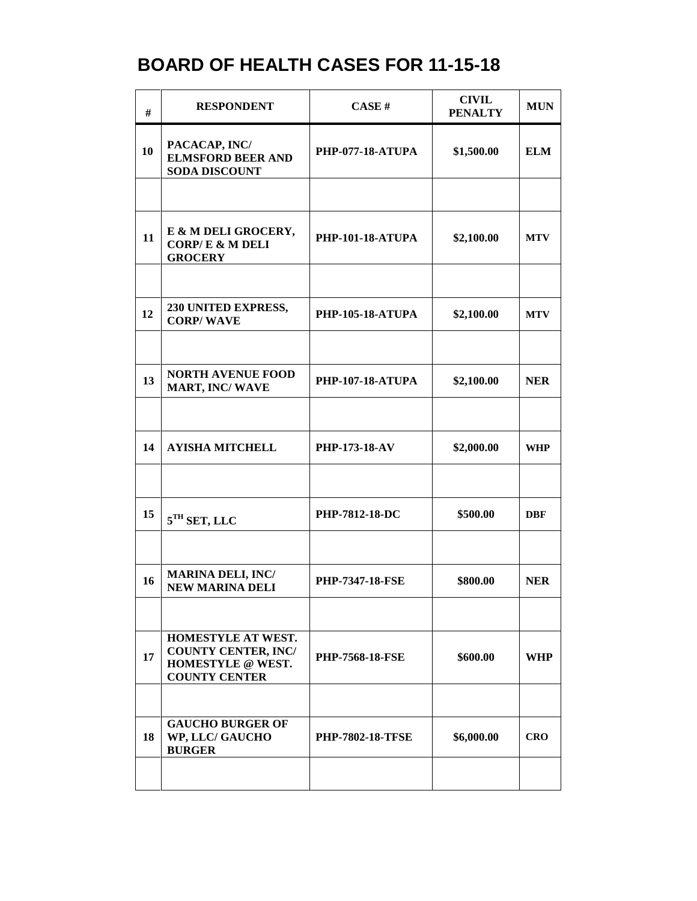# BOARD OF HEALTH CASES FOR 11-15-18

| # | RESPONDENT | CASE # | CIVIL PENALTY | MUN |
|---|---|---|---|---|
| **10** | **PACACAP, INC/ ELMSFORD BEER AND SODA DISCOUNT** | **PHP-077-18-ATUPA** | **$1,500.00** | **ELM** |
| | | | | |
| **11** | **E & M DELI GROCERY, CORP/ E & M DELI GROCERY** | **PHP-101-18-ATUPA** | **$2,100.00** | **MTV** |
| | | | | |
| **12** | **230 UNITED EXPRESS, CORP/ WAVE** | **PHP-105-18-ATUPA** | **$2,100.00** | **MTV** |
| | | | | |
| **13** | **NORTH AVENUE FOOD MART, INC/ WAVE** | **PHP-107-18-ATUPA** | **$2,100.00** | **NER** |
| | | | | |
| **14** | **AYISHA MITCHELL** | **PHP-173-18-AV** | **$2,000.00** | **WHP** |
| | | | | |
| **15** | **5TH SET, LLC** | **PHP-7812-18-DC** | **$500.00** | **DBF** |
| | | | | |
| **16** | **MARINA DELI, INC/ NEW MARINA DELI** | **PHP-7347-18-FSE** | **$800.00** | **NER** |
| | | | | |
| **17** | **HOMESTYLE AT WEST. COUNTY CENTER, INC/ HOMESTYLE @ WEST. COUNTY CENTER** | **PHP-7568-18-FSE** | **$600.00** | **WHP** |
| | | | | |
| **18** | **GAUCHO BURGER OF WP, LLC/ GAUCHO BURGER** | **PHP-7802-18-TFSE** | **$6,000.00** | **CRO** |
| | | | | |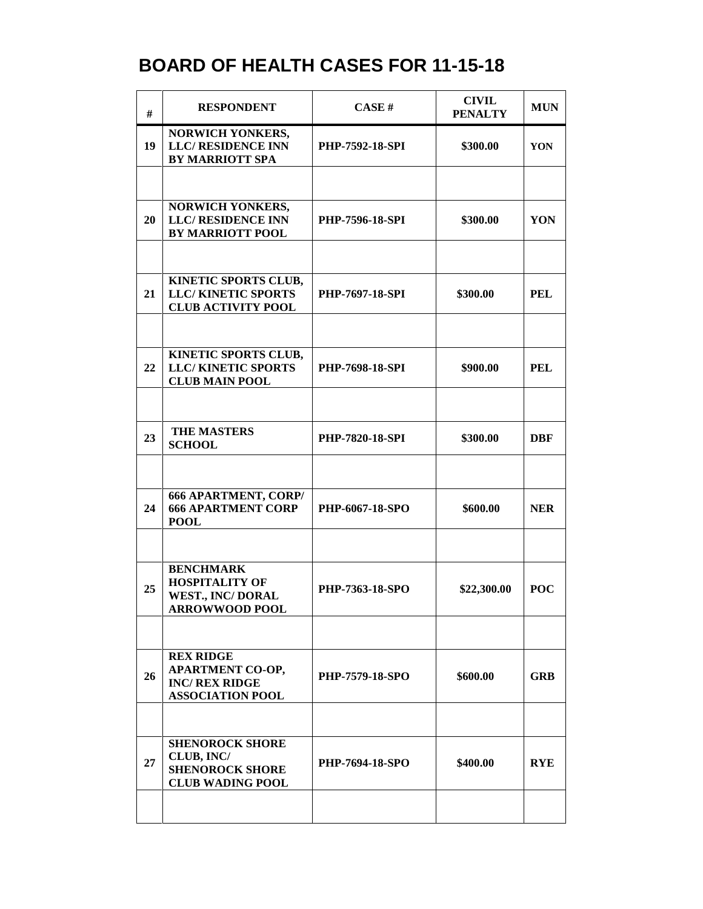# BOARD OF HEALTH CASES FOR 11-15-18

| # | RESPONDENT | CASE # | CIVIL PENALTY | MUN |
|---|---|---|---|---|
| 19 | NORWICH YONKERS, LLC/ RESIDENCE INN BY MARRIOTT SPA | PHP-7592-18-SPI | $300.00 | YON |
| | | | | |
| 20 | NORWICH YONKERS, LLC/ RESIDENCE INN BY MARRIOTT POOL | PHP-7596-18-SPI | $300.00 | YON |
| | | | | |
| 21 | KINETIC SPORTS CLUB, LLC/ KINETIC SPORTS CLUB ACTIVITY POOL | PHP-7697-18-SPI | $300.00 | PEL |
| | | | | |
| 22 | KINETIC SPORTS CLUB, LLC/ KINETIC SPORTS CLUB MAIN POOL | PHP-7698-18-SPI | $900.00 | PEL |
| | | | | |
| 23 | THE MASTERS SCHOOL | PHP-7820-18-SPI | $300.00 | DBF |
| | | | | |
| 24 | 666 APARTMENT, CORP/ 666 APARTMENT CORP POOL | PHP-6067-18-SPO | $600.00 | NER |
| | | | | |
| 25 | BENCHMARK HOSPITALITY OF WEST., INC/ DORAL ARROWWOOD POOL | PHP-7363-18-SPO | $22,300.00 | POC |
| | | | | |
| 26 | REX RIDGE APARTMENT CO-OP, INC/ REX RIDGE ASSOCIATION POOL | PHP-7579-18-SPO | $600.00 | GRB |
| | | | | |
| 27 | SHENOROCK SHORE CLUB, INC/ SHENOROCK SHORE CLUB WADING POOL | PHP-7694-18-SPO | $400.00 | RYE |
| | | | | |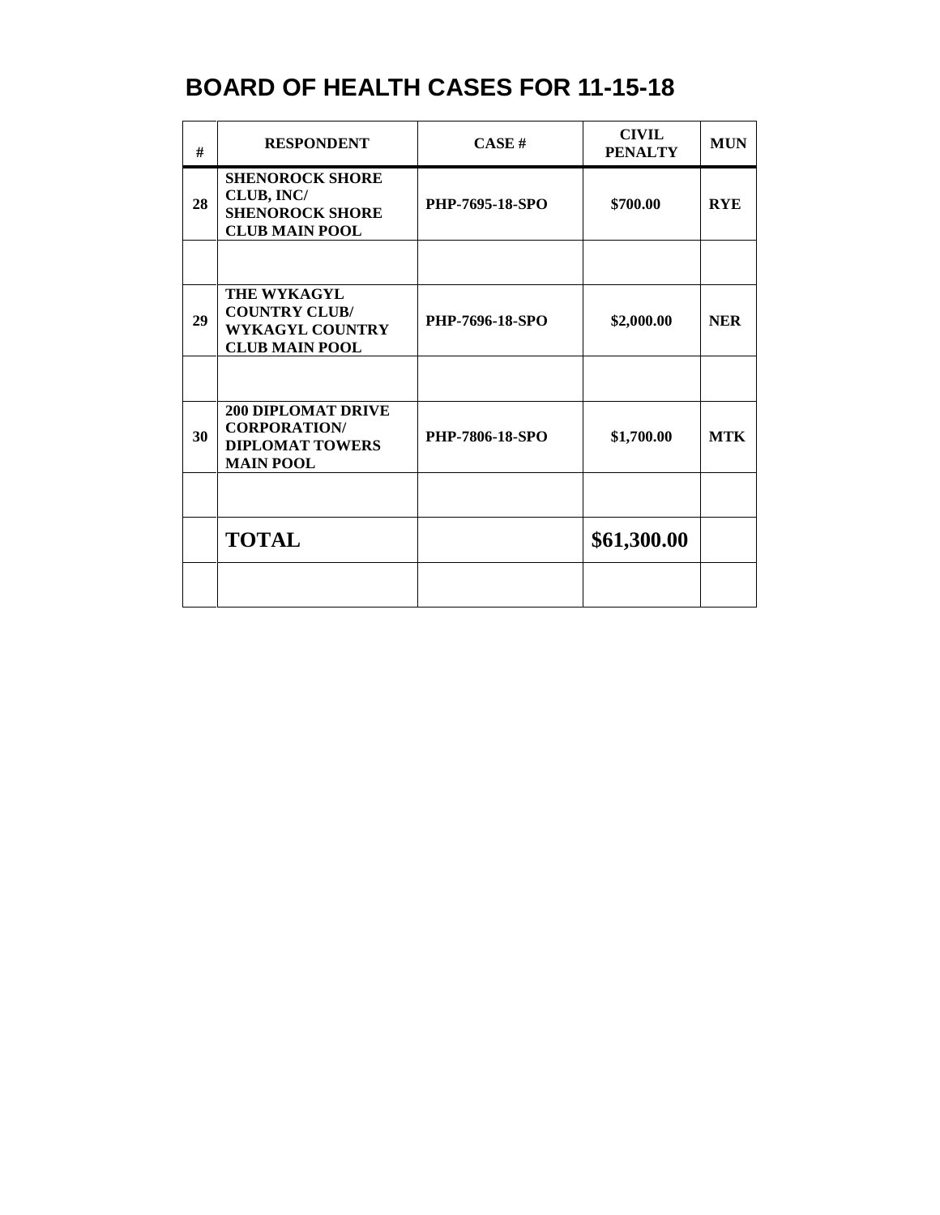# BOARD OF HEALTH CASES FOR 11-15-18

| # | RESPONDENT | CASE # | CIVIL PENALTY | MUN |
|---|---|---|---|---|
| 28 | SHENOROCK SHORE CLUB, INC/ SHENOROCK SHORE CLUB MAIN POOL | PHP-7695-18-SPO | $700.00 | RYE |
| | | | | |
| 29 | THE WYKAGYL COUNTRY CLUB/ WYKAGYL COUNTRY CLUB MAIN POOL | PHP-7696-18-SPO | $2,000.00 | NER |
| | | | | |
| 30 | 200 DIPLOMAT DRIVE CORPORATION/ DIPLOMAT TOWERS MAIN POOL | PHP-7806-18-SPO | $1,700.00 | MTK |
| | | | | |
| | **TOTAL** | | **$61,300.00** | |
| | | | | |